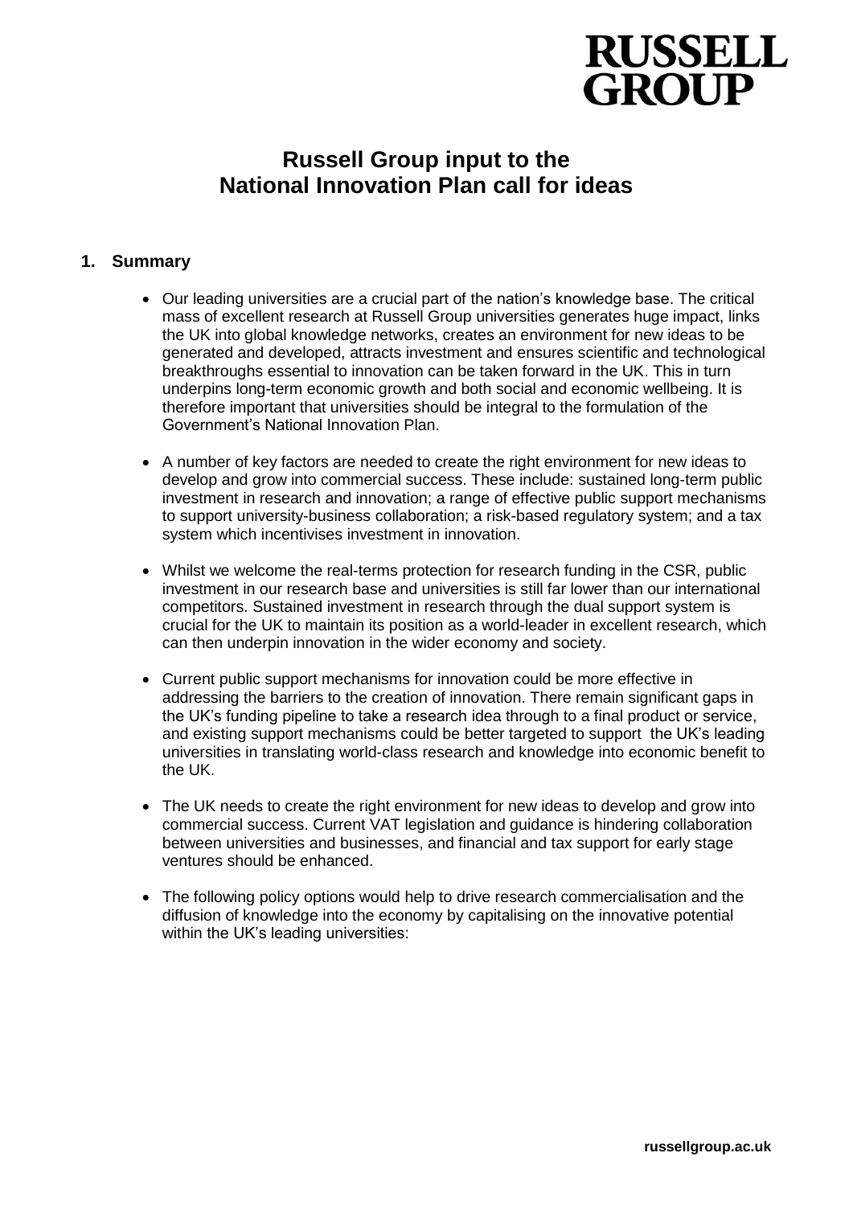RUSSELL GROUP

# Russell Group input to the National Innovation Plan call for ideas

## 1. Summary

- Our leading universities are a crucial part of the nation's knowledge base. The critical mass of excellent research at Russell Group universities generates huge impact, links the UK into global knowledge networks, creates an environment for new ideas to be generated and developed, attracts investment and ensures scientific and technological breakthroughs essential to innovation can be taken forward in the UK. This in turn underpins long-term economic growth and both social and economic wellbeing. It is therefore important that universities should be integral to the formulation of the Government's National Innovation Plan.

- A number of key factors are needed to create the right environment for new ideas to develop and grow into commercial success. These include: sustained long-term public investment in research and innovation; a range of effective public support mechanisms to support university-business collaboration; a risk-based regulatory system; and a tax system which incentivises investment in innovation.

- Whilst we welcome the real-terms protection for research funding in the CSR, public investment in our research base and universities is still far lower than our international competitors. Sustained investment in research through the dual support system is crucial for the UK to maintain its position as a world-leader in excellent research, which can then underpin innovation in the wider economy and society.

- Current public support mechanisms for innovation could be more effective in addressing the barriers to the creation of innovation. There remain significant gaps in the UK's funding pipeline to take a research idea through to a final product or service, and existing support mechanisms could be better targeted to support the UK's leading universities in translating world-class research and knowledge into economic benefit to the UK.

- The UK needs to create the right environment for new ideas to develop and grow into commercial success. Current VAT legislation and guidance is hindering collaboration between universities and businesses, and financial and tax support for early stage ventures should be enhanced.

- The following policy options would help to drive research commercialisation and the diffusion of knowledge into the economy by capitalising on the innovative potential within the UK's leading universities: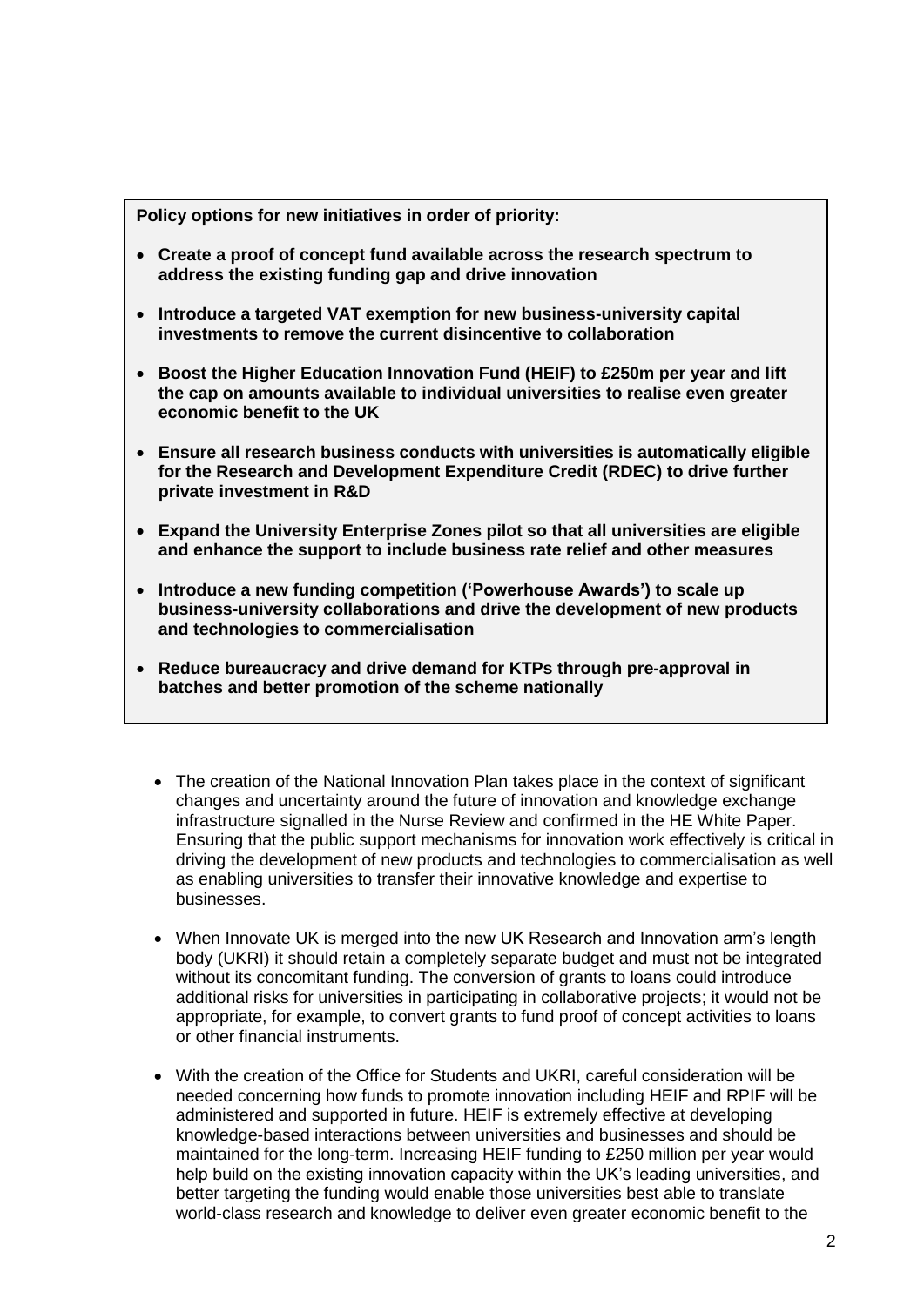**Policy options for new initiatives in order of priority:**

- **Create a proof of concept fund available across the research spectrum to address the existing funding gap and drive innovation**
- **Introduce a targeted VAT exemption for new business-university capital investments to remove the current disincentive to collaboration**
- **Boost the Higher Education Innovation Fund (HEIF) to £250m per year and lift the cap on amounts available to individual universities to realise even greater economic benefit to the UK**
- **Ensure all research business conducts with universities is automatically eligible for the Research and Development Expenditure Credit (RDEC) to drive further private investment in R&D**
- **Expand the University Enterprise Zones pilot so that all universities are eligible and enhance the support to include business rate relief and other measures**
- **Introduce a new funding competition ('Powerhouse Awards') to scale up business-university collaborations and drive the development of new products and technologies to commercialisation**
- **Reduce bureaucracy and drive demand for KTPs through pre-approval in batches and better promotion of the scheme nationally**

- The creation of the National Innovation Plan takes place in the context of significant changes and uncertainty around the future of innovation and knowledge exchange infrastructure signalled in the Nurse Review and confirmed in the HE White Paper. Ensuring that the public support mechanisms for innovation work effectively is critical in driving the development of new products and technologies to commercialisation as well as enabling universities to transfer their innovative knowledge and expertise to businesses.

- When Innovate UK is merged into the new UK Research and Innovation arm's length body (UKRI) it should retain a completely separate budget and must not be integrated without its concomitant funding. The conversion of grants to loans could introduce additional risks for universities in participating in collaborative projects; it would not be appropriate, for example, to convert grants to fund proof of concept activities to loans or other financial instruments.

- With the creation of the Office for Students and UKRI, careful consideration will be needed concerning how funds to promote innovation including HEIF and RPIF will be administered and supported in future. HEIF is extremely effective at developing knowledge-based interactions between universities and businesses and should be maintained for the long-term. Increasing HEIF funding to £250 million per year would help build on the existing innovation capacity within the UK's leading universities, and better targeting the funding would enable those universities best able to translate world-class research and knowledge to deliver even greater economic benefit to the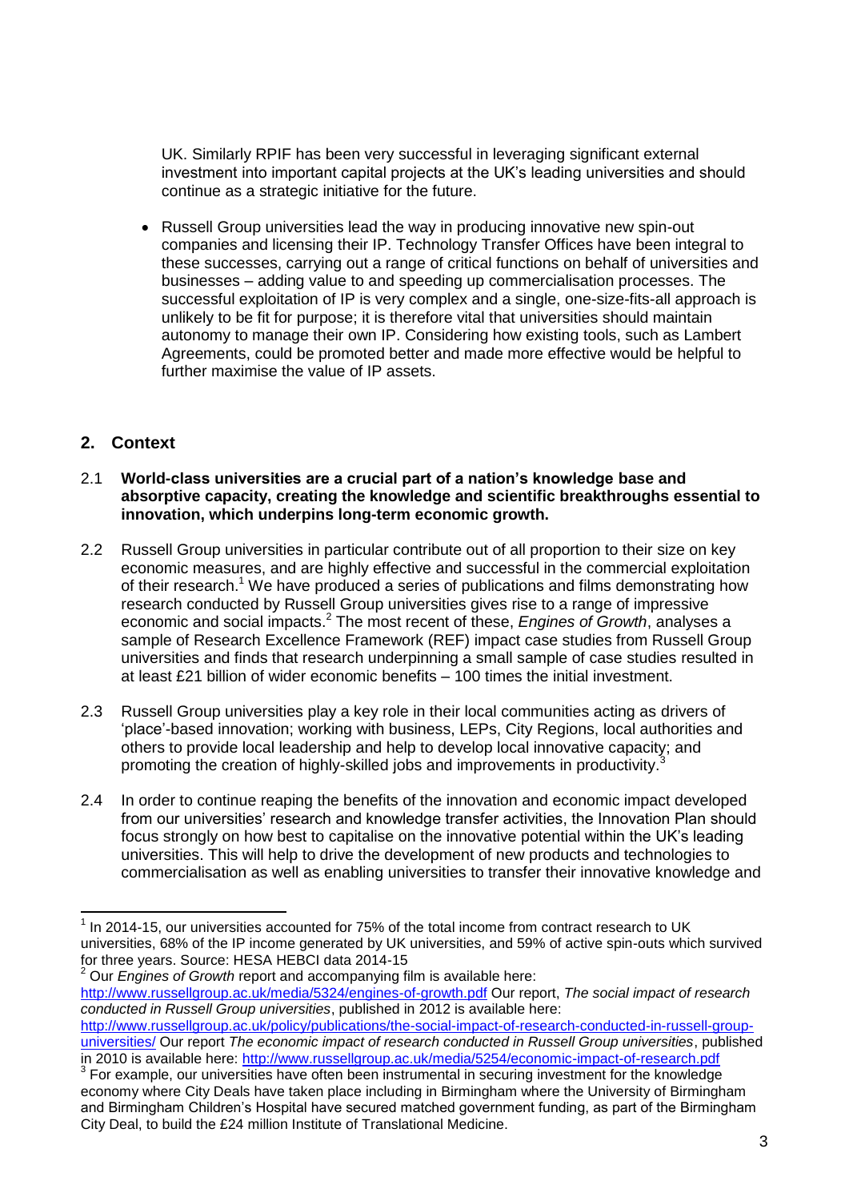UK. Similarly RPIF has been very successful in leveraging significant external investment into important capital projects at the UK's leading universities and should continue as a strategic initiative for the future.

- Russell Group universities lead the way in producing innovative new spin-out companies and licensing their IP. Technology Transfer Offices have been integral to these successes, carrying out a range of critical functions on behalf of universities and businesses – adding value to and speeding up commercialisation processes. The successful exploitation of IP is very complex and a single, one-size-fits-all approach is unlikely to be fit for purpose; it is therefore vital that universities should maintain autonomy to manage their own IP. Considering how existing tools, such as Lambert Agreements, could be promoted better and made more effective would be helpful to further maximise the value of IP assets.

## 2. Context

2.1 **World-class universities are a crucial part of a nation's knowledge base and absorptive capacity, creating the knowledge and scientific breakthroughs essential to innovation, which underpins long-term economic growth.**

2.2 Russell Group universities in particular contribute out of all proportion to their size on key economic measures, and are highly effective and successful in the commercial exploitation of their research.[1] We have produced a series of publications and films demonstrating how research conducted by Russell Group universities gives rise to a range of impressive economic and social impacts.[2] The most recent of these, *Engines of Growth*, analyses a sample of Research Excellence Framework (REF) impact case studies from Russell Group universities and finds that research underpinning a small sample of case studies resulted in at least £21 billion of wider economic benefits – 100 times the initial investment.

2.3 Russell Group universities play a key role in their local communities acting as drivers of 'place'-based innovation; working with business, LEPs, City Regions, local authorities and others to provide local leadership and help to develop local innovative capacity; and promoting the creation of highly-skilled jobs and improvements in productivity.[3]

2.4 In order to continue reaping the benefits of the innovation and economic impact developed from our universities' research and knowledge transfer activities, the Innovation Plan should focus strongly on how best to capitalise on the innovative potential within the UK's leading universities. This will help to drive the development of new products and technologies to commercialisation as well as enabling universities to transfer their innovative knowledge and

---

[1] In 2014-15, our universities accounted for 75% of the total income from contract research to UK universities, 68% of the IP income generated by UK universities, and 59% of active spin-outs which survived for three years. Source: HESA HEBCI data 2014-15

[2] Our *Engines of Growth* report and accompanying film is available here: http://www.russellgroup.ac.uk/media/5324/engines-of-growth.pdf Our report, *The social impact of research conducted in Russell Group universities*, published in 2012 is available here: http://www.russellgroup.ac.uk/policy/publications/the-social-impact-of-research-conducted-in-russell-group-universities/ Our report *The economic impact of research conducted in Russell Group universities*, published in 2010 is available here: http://www.russellgroup.ac.uk/media/5254/economic-impact-of-research.pdf

[3] For example, our universities have often been instrumental in securing investment for the knowledge economy where City Deals have taken place including in Birmingham where the University of Birmingham and Birmingham Children's Hospital have secured matched government funding, as part of the Birmingham City Deal, to build the £24 million Institute of Translational Medicine.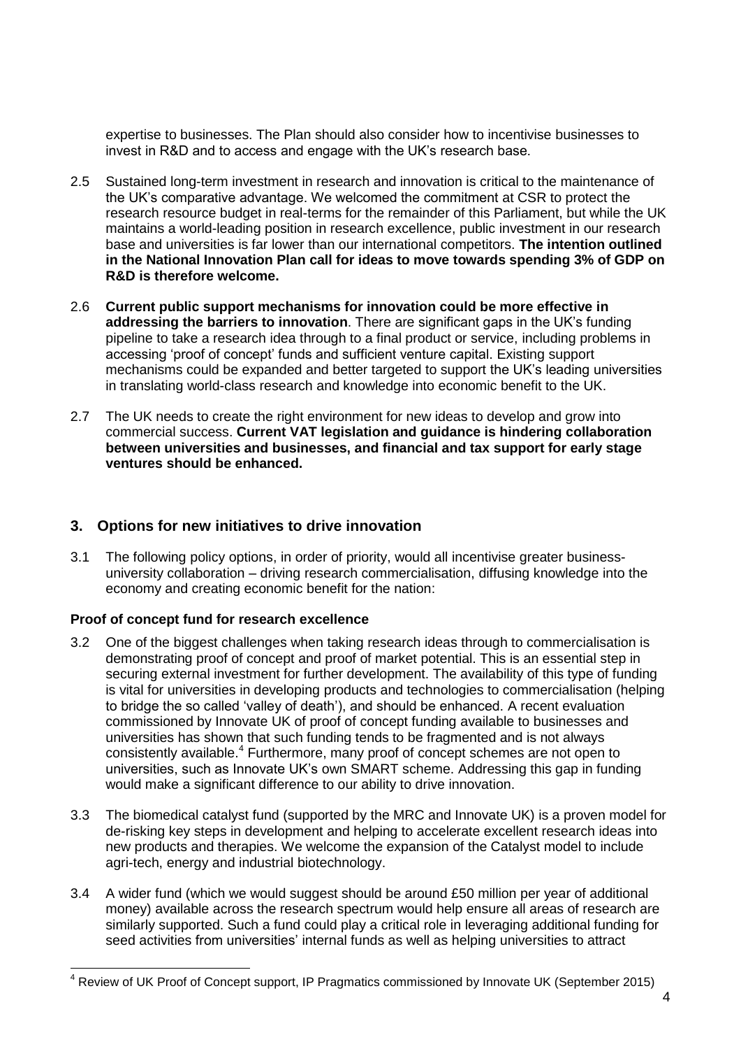expertise to businesses. The Plan should also consider how to incentivise businesses to invest in R&D and to access and engage with the UK's research base.

2.5 Sustained long-term investment in research and innovation is critical to the maintenance of the UK's comparative advantage. We welcomed the commitment at CSR to protect the research resource budget in real-terms for the remainder of this Parliament, but while the UK maintains a world-leading position in research excellence, public investment in our research base and universities is far lower than our international competitors. **The intention outlined in the National Innovation Plan call for ideas to move towards spending 3% of GDP on R&D is therefore welcome.**

2.6 **Current public support mechanisms for innovation could be more effective in addressing the barriers to innovation**. There are significant gaps in the UK's funding pipeline to take a research idea through to a final product or service, including problems in accessing 'proof of concept' funds and sufficient venture capital. Existing support mechanisms could be expanded and better targeted to support the UK's leading universities in translating world-class research and knowledge into economic benefit to the UK.

2.7 The UK needs to create the right environment for new ideas to develop and grow into commercial success. **Current VAT legislation and guidance is hindering collaboration between universities and businesses, and financial and tax support for early stage ventures should be enhanced.**

## 3. Options for new initiatives to drive innovation

3.1 The following policy options, in order of priority, would all incentivise greater business-university collaboration – driving research commercialisation, diffusing knowledge into the economy and creating economic benefit for the nation:

### Proof of concept fund for research excellence

3.2 One of the biggest challenges when taking research ideas through to commercialisation is demonstrating proof of concept and proof of market potential. This is an essential step in securing external investment for further development. The availability of this type of funding is vital for universities in developing products and technologies to commercialisation (helping to bridge the so called 'valley of death'), and should be enhanced. A recent evaluation commissioned by Innovate UK of proof of concept funding available to businesses and universities has shown that such funding tends to be fragmented and is not always consistently available.[4] Furthermore, many proof of concept schemes are not open to universities, such as Innovate UK's own SMART scheme. Addressing this gap in funding would make a significant difference to our ability to drive innovation.

3.3 The biomedical catalyst fund (supported by the MRC and Innovate UK) is a proven model for de-risking key steps in development and helping to accelerate excellent research ideas into new products and therapies. We welcome the expansion of the Catalyst model to include agri-tech, energy and industrial biotechnology.

3.4 A wider fund (which we would suggest should be around £50 million per year of additional money) available across the research spectrum would help ensure all areas of research are similarly supported. Such a fund could play a critical role in leveraging additional funding for seed activities from universities' internal funds as well as helping universities to attract

[4] Review of UK Proof of Concept support, IP Pragmatics commissioned by Innovate UK (September 2015)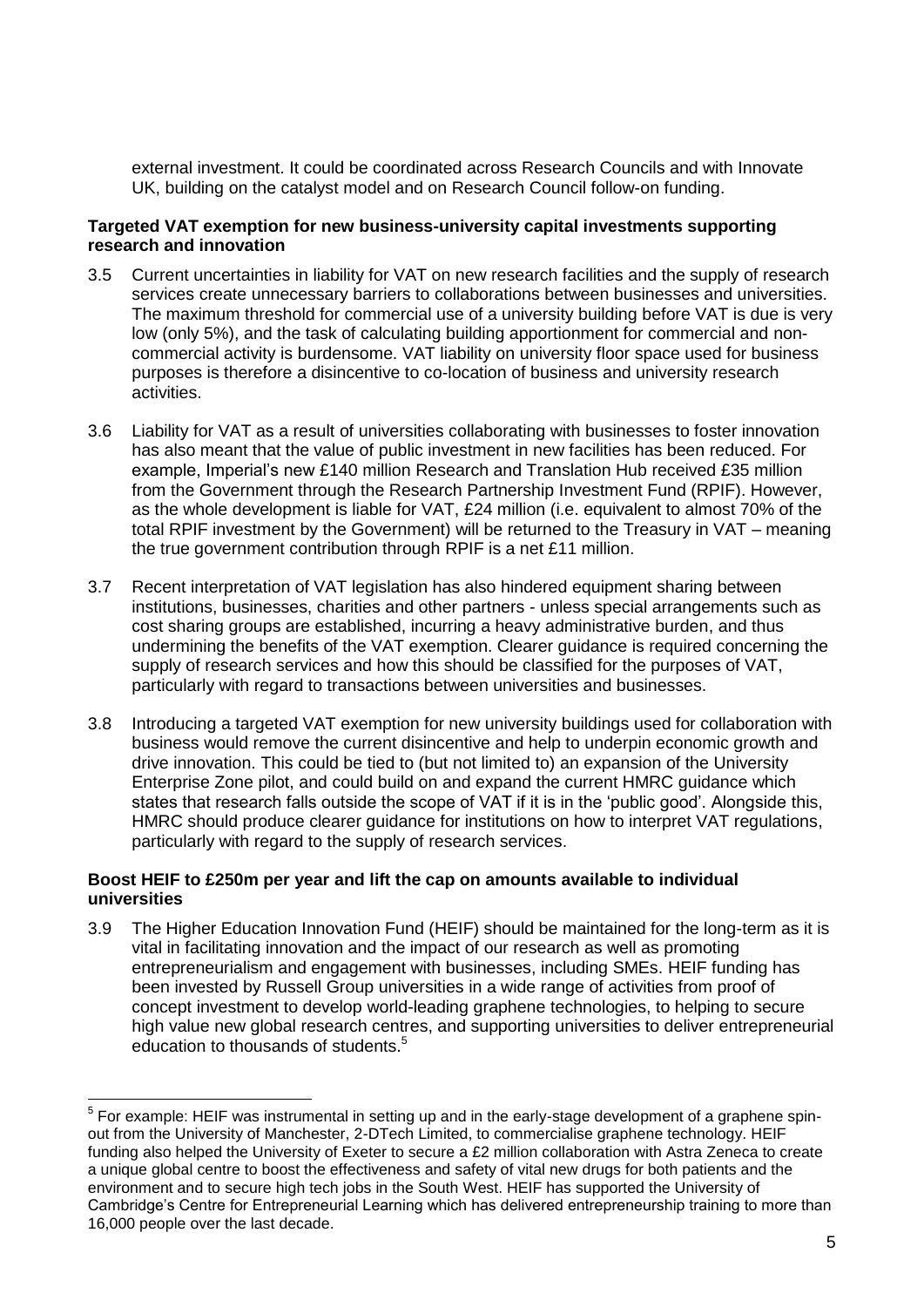external investment. It could be coordinated across Research Councils and with Innovate UK, building on the catalyst model and on Research Council follow-on funding.

**Targeted VAT exemption for new business-university capital investments supporting research and innovation**

3.5 Current uncertainties in liability for VAT on new research facilities and the supply of research services create unnecessary barriers to collaborations between businesses and universities. The maximum threshold for commercial use of a university building before VAT is due is very low (only 5%), and the task of calculating building apportionment for commercial and non-commercial activity is burdensome. VAT liability on university floor space used for business purposes is therefore a disincentive to co-location of business and university research activities.

3.6 Liability for VAT as a result of universities collaborating with businesses to foster innovation has also meant that the value of public investment in new facilities has been reduced. For example, Imperial's new £140 million Research and Translation Hub received £35 million from the Government through the Research Partnership Investment Fund (RPIF). However, as the whole development is liable for VAT, £24 million (i.e. equivalent to almost 70% of the total RPIF investment by the Government) will be returned to the Treasury in VAT – meaning the true government contribution through RPIF is a net £11 million.

3.7 Recent interpretation of VAT legislation has also hindered equipment sharing between institutions, businesses, charities and other partners - unless special arrangements such as cost sharing groups are established, incurring a heavy administrative burden, and thus undermining the benefits of the VAT exemption. Clearer guidance is required concerning the supply of research services and how this should be classified for the purposes of VAT, particularly with regard to transactions between universities and businesses.

3.8 Introducing a targeted VAT exemption for new university buildings used for collaboration with business would remove the current disincentive and help to underpin economic growth and drive innovation. This could be tied to (but not limited to) an expansion of the University Enterprise Zone pilot, and could build on and expand the current HMRC guidance which states that research falls outside the scope of VAT if it is in the 'public good'. Alongside this, HMRC should produce clearer guidance for institutions on how to interpret VAT regulations, particularly with regard to the supply of research services.

**Boost HEIF to £250m per year and lift the cap on amounts available to individual universities**

3.9 The Higher Education Innovation Fund (HEIF) should be maintained for the long-term as it is vital in facilitating innovation and the impact of our research as well as promoting entrepreneurialism and engagement with businesses, including SMEs. HEIF funding has been invested by Russell Group universities in a wide range of activities from proof of concept investment to develop world-leading graphene technologies, to helping to secure high value new global research centres, and supporting universities to deliver entrepreneurial education to thousands of students.[5]

---

[5] For example: HEIF was instrumental in setting up and in the early-stage development of a graphene spin-out from the University of Manchester, 2-DTech Limited, to commercialise graphene technology. HEIF funding also helped the University of Exeter to secure a £2 million collaboration with Astra Zeneca to create a unique global centre to boost the effectiveness and safety of vital new drugs for both patients and the environment and to secure high tech jobs in the South West. HEIF has supported the University of Cambridge's Centre for Entrepreneurial Learning which has delivered entrepreneurship training to more than 16,000 people over the last decade.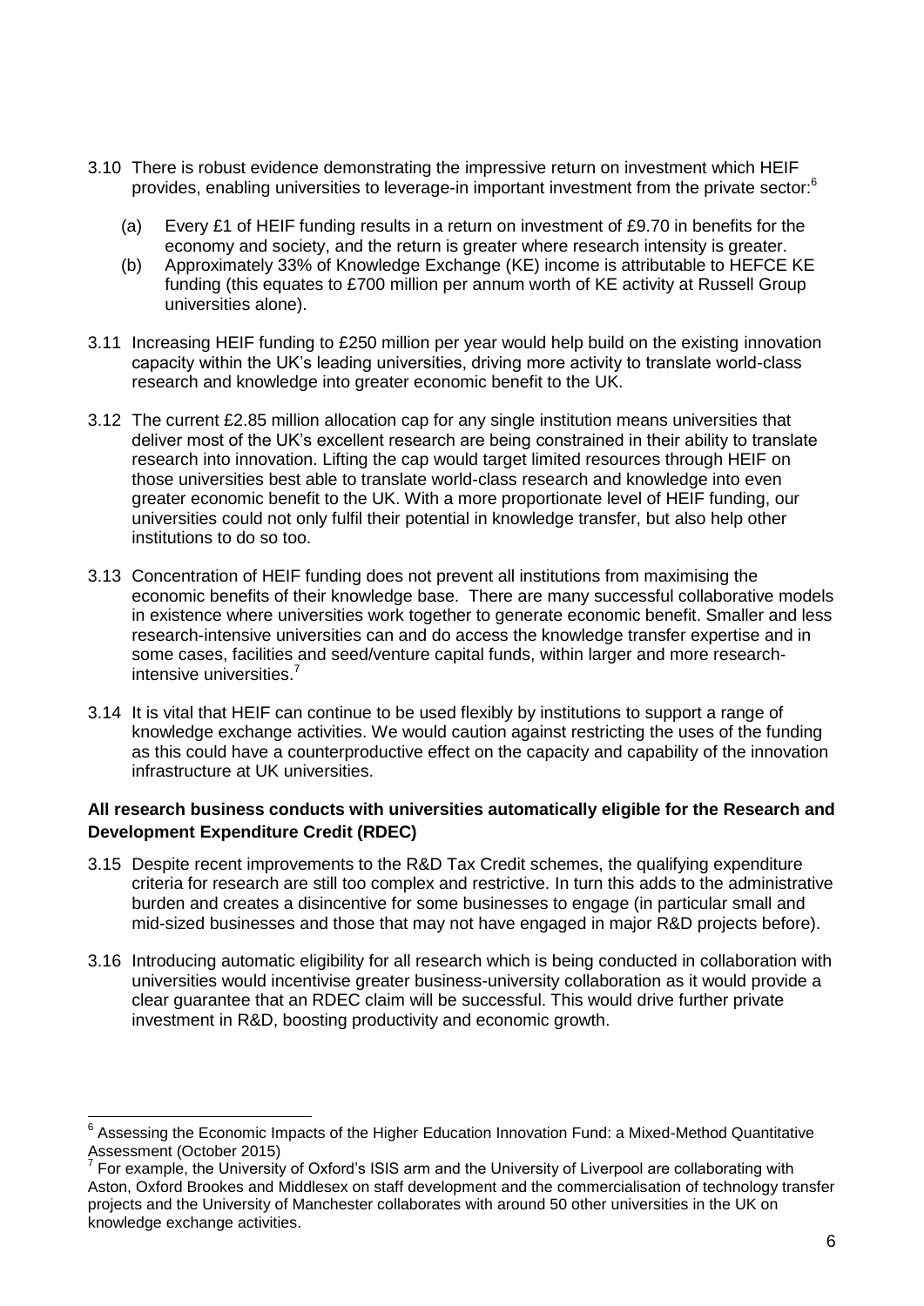3.10 There is robust evidence demonstrating the impressive return on investment which HEIF provides, enabling universities to leverage-in important investment from the private sector:[6]

(a) Every £1 of HEIF funding results in a return on investment of £9.70 in benefits for the economy and society, and the return is greater where research intensity is greater.

(b) Approximately 33% of Knowledge Exchange (KE) income is attributable to HEFCE KE funding (this equates to £700 million per annum worth of KE activity at Russell Group universities alone).

3.11 Increasing HEIF funding to £250 million per year would help build on the existing innovation capacity within the UK's leading universities, driving more activity to translate world-class research and knowledge into greater economic benefit to the UK.

3.12 The current £2.85 million allocation cap for any single institution means universities that deliver most of the UK's excellent research are being constrained in their ability to translate research into innovation. Lifting the cap would target limited resources through HEIF on those universities best able to translate world-class research and knowledge into even greater economic benefit to the UK. With a more proportionate level of HEIF funding, our universities could not only fulfil their potential in knowledge transfer, but also help other institutions to do so too.

3.13 Concentration of HEIF funding does not prevent all institutions from maximising the economic benefits of their knowledge base. There are many successful collaborative models in existence where universities work together to generate economic benefit. Smaller and less research-intensive universities can and do access the knowledge transfer expertise and in some cases, facilities and seed/venture capital funds, within larger and more research-intensive universities.[7]

3.14 It is vital that HEIF can continue to be used flexibly by institutions to support a range of knowledge exchange activities. We would caution against restricting the uses of the funding as this could have a counterproductive effect on the capacity and capability of the innovation infrastructure at UK universities.

**All research business conducts with universities automatically eligible for the Research and Development Expenditure Credit (RDEC)**

3.15 Despite recent improvements to the R&D Tax Credit schemes, the qualifying expenditure criteria for research are still too complex and restrictive. In turn this adds to the administrative burden and creates a disincentive for some businesses to engage (in particular small and mid-sized businesses and those that may not have engaged in major R&D projects before).

3.16 Introducing automatic eligibility for all research which is being conducted in collaboration with universities would incentivise greater business-university collaboration as it would provide a clear guarantee that an RDEC claim will be successful. This would drive further private investment in R&D, boosting productivity and economic growth.

---

[6] Assessing the Economic Impacts of the Higher Education Innovation Fund: a Mixed-Method Quantitative Assessment (October 2015)

[7] For example, the University of Oxford's ISIS arm and the University of Liverpool are collaborating with Aston, Oxford Brookes and Middlesex on staff development and the commercialisation of technology transfer projects and the University of Manchester collaborates with around 50 other universities in the UK on knowledge exchange activities.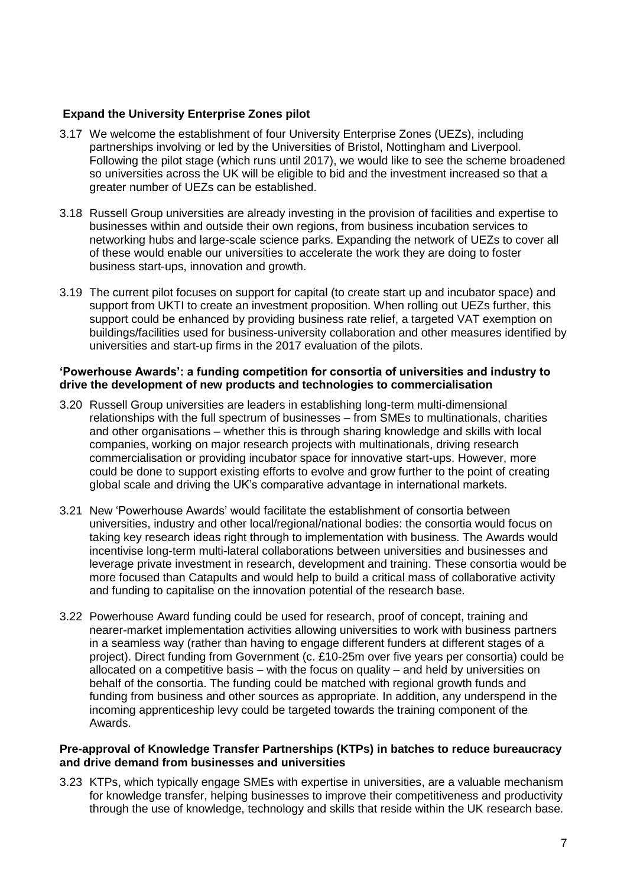### Expand the University Enterprise Zones pilot

3.17 We welcome the establishment of four University Enterprise Zones (UEZs), including partnerships involving or led by the Universities of Bristol, Nottingham and Liverpool. Following the pilot stage (which runs until 2017), we would like to see the scheme broadened so universities across the UK will be eligible to bid and the investment increased so that a greater number of UEZs can be established.

3.18 Russell Group universities are already investing in the provision of facilities and expertise to businesses within and outside their own regions, from business incubation services to networking hubs and large-scale science parks. Expanding the network of UEZs to cover all of these would enable our universities to accelerate the work they are doing to foster business start-ups, innovation and growth.

3.19 The current pilot focuses on support for capital (to create start up and incubator space) and support from UKTI to create an investment proposition. When rolling out UEZs further, this support could be enhanced by providing business rate relief, a targeted VAT exemption on buildings/facilities used for business-university collaboration and other measures identified by universities and start-up firms in the 2017 evaluation of the pilots.

### 'Powerhouse Awards': a funding competition for consortia of universities and industry to drive the development of new products and technologies to commercialisation

3.20 Russell Group universities are leaders in establishing long-term multi-dimensional relationships with the full spectrum of businesses – from SMEs to multinationals, charities and other organisations – whether this is through sharing knowledge and skills with local companies, working on major research projects with multinationals, driving research commercialisation or providing incubator space for innovative start-ups. However, more could be done to support existing efforts to evolve and grow further to the point of creating global scale and driving the UK's comparative advantage in international markets.

3.21 New 'Powerhouse Awards' would facilitate the establishment of consortia between universities, industry and other local/regional/national bodies: the consortia would focus on taking key research ideas right through to implementation with business. The Awards would incentivise long-term multi-lateral collaborations between universities and businesses and leverage private investment in research, development and training. These consortia would be more focused than Catapults and would help to build a critical mass of collaborative activity and funding to capitalise on the innovation potential of the research base.

3.22 Powerhouse Award funding could be used for research, proof of concept, training and nearer-market implementation activities allowing universities to work with business partners in a seamless way (rather than having to engage different funders at different stages of a project). Direct funding from Government (c. £10-25m over five years per consortia) could be allocated on a competitive basis – with the focus on quality – and held by universities on behalf of the consortia. The funding could be matched with regional growth funds and funding from business and other sources as appropriate. In addition, any underspend in the incoming apprenticeship levy could be targeted towards the training component of the Awards.

### Pre-approval of Knowledge Transfer Partnerships (KTPs) in batches to reduce bureaucracy and drive demand from businesses and universities

3.23 KTPs, which typically engage SMEs with expertise in universities, are a valuable mechanism for knowledge transfer, helping businesses to improve their competitiveness and productivity through the use of knowledge, technology and skills that reside within the UK research base.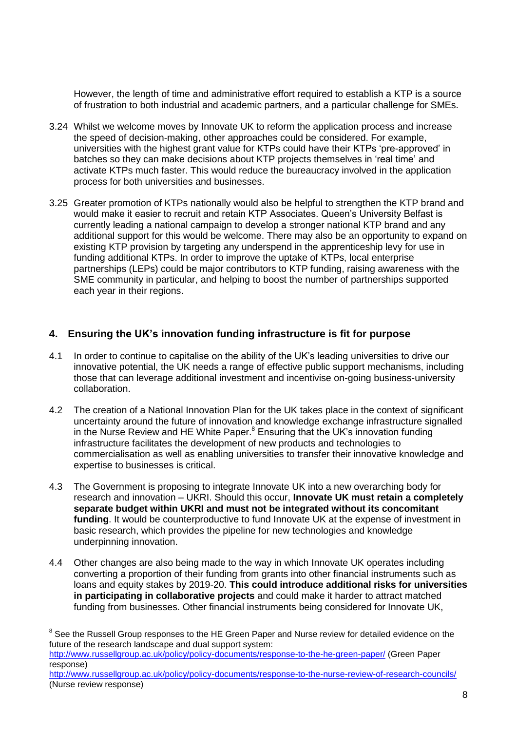However, the length of time and administrative effort required to establish a KTP is a source of frustration to both industrial and academic partners, and a particular challenge for SMEs.

3.24 Whilst we welcome moves by Innovate UK to reform the application process and increase the speed of decision-making, other approaches could be considered. For example, universities with the highest grant value for KTPs could have their KTPs 'pre-approved' in batches so they can make decisions about KTP projects themselves in 'real time' and activate KTPs much faster. This would reduce the bureaucracy involved in the application process for both universities and businesses.

3.25 Greater promotion of KTPs nationally would also be helpful to strengthen the KTP brand and would make it easier to recruit and retain KTP Associates. Queen's University Belfast is currently leading a national campaign to develop a stronger national KTP brand and any additional support for this would be welcome. There may also be an opportunity to expand on existing KTP provision by targeting any underspend in the apprenticeship levy for use in funding additional KTPs. In order to improve the uptake of KTPs, local enterprise partnerships (LEPs) could be major contributors to KTP funding, raising awareness with the SME community in particular, and helping to boost the number of partnerships supported each year in their regions.

## 4. Ensuring the UK's innovation funding infrastructure is fit for purpose

4.1 In order to continue to capitalise on the ability of the UK's leading universities to drive our innovative potential, the UK needs a range of effective public support mechanisms, including those that can leverage additional investment and incentivise on-going business-university collaboration.

4.2 The creation of a National Innovation Plan for the UK takes place in the context of significant uncertainty around the future of innovation and knowledge exchange infrastructure signalled in the Nurse Review and HE White Paper.[8] Ensuring that the UK's innovation funding infrastructure facilitates the development of new products and technologies to commercialisation as well as enabling universities to transfer their innovative knowledge and expertise to businesses is critical.

4.3 The Government is proposing to integrate Innovate UK into a new overarching body for research and innovation – UKRI. Should this occur, **Innovate UK must retain a completely separate budget within UKRI and must not be integrated without its concomitant funding**. It would be counterproductive to fund Innovate UK at the expense of investment in basic research, which provides the pipeline for new technologies and knowledge underpinning innovation.

4.4 Other changes are also being made to the way in which Innovate UK operates including converting a proportion of their funding from grants into other financial instruments such as loans and equity stakes by 2019-20. **This could introduce additional risks for universities in participating in collaborative projects** and could make it harder to attract matched funding from businesses. Other financial instruments being considered for Innovate UK,

---

[8] See the Russell Group responses to the HE Green Paper and Nurse review for detailed evidence on the future of the research landscape and dual support system:
http://www.russellgroup.ac.uk/policy/policy-documents/response-to-the-he-green-paper/ (Green Paper response)
http://www.russellgroup.ac.uk/policy/policy-documents/response-to-the-nurse-review-of-research-councils/ (Nurse review response)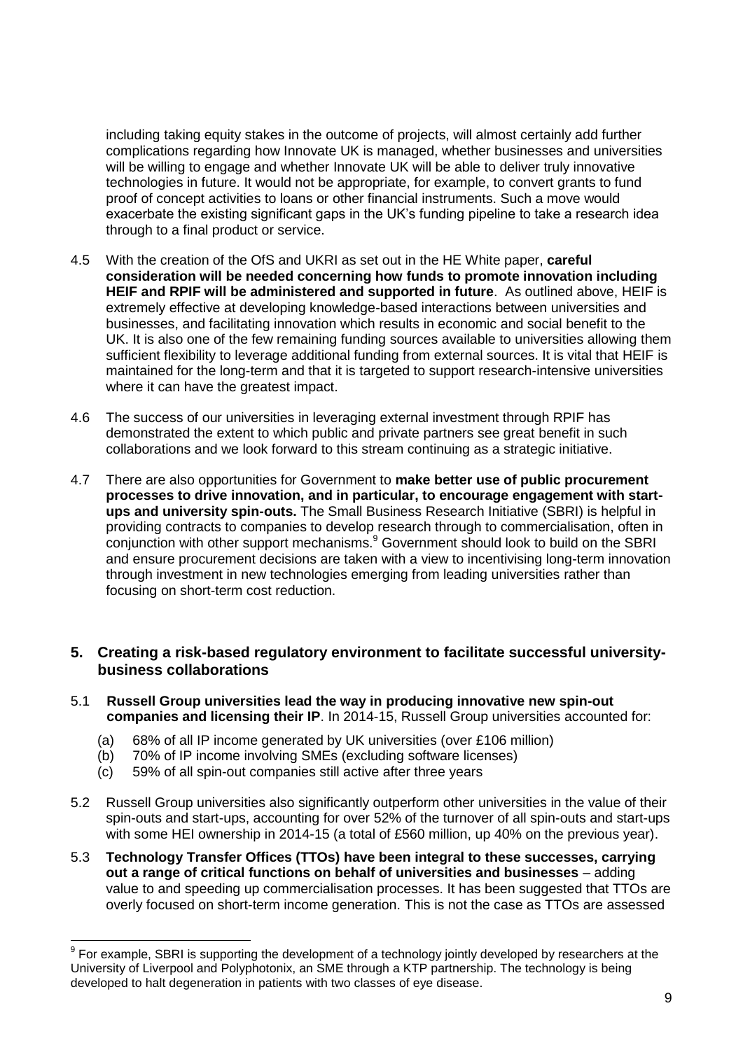including taking equity stakes in the outcome of projects, will almost certainly add further complications regarding how Innovate UK is managed, whether businesses and universities will be willing to engage and whether Innovate UK will be able to deliver truly innovative technologies in future. It would not be appropriate, for example, to convert grants to fund proof of concept activities to loans or other financial instruments. Such a move would exacerbate the existing significant gaps in the UK's funding pipeline to take a research idea through to a final product or service.

4.5 With the creation of the OfS and UKRI as set out in the HE White paper, **careful consideration will be needed concerning how funds to promote innovation including HEIF and RPIF will be administered and supported in future**. As outlined above, HEIF is extremely effective at developing knowledge-based interactions between universities and businesses, and facilitating innovation which results in economic and social benefit to the UK. It is also one of the few remaining funding sources available to universities allowing them sufficient flexibility to leverage additional funding from external sources. It is vital that HEIF is maintained for the long-term and that it is targeted to support research-intensive universities where it can have the greatest impact.

4.6 The success of our universities in leveraging external investment through RPIF has demonstrated the extent to which public and private partners see great benefit in such collaborations and we look forward to this stream continuing as a strategic initiative.

4.7 There are also opportunities for Government to **make better use of public procurement processes to drive innovation, and in particular, to encourage engagement with start-ups and university spin-outs.** The Small Business Research Initiative (SBRI) is helpful in providing contracts to companies to develop research through to commercialisation, often in conjunction with other support mechanisms.[9] Government should look to build on the SBRI and ensure procurement decisions are taken with a view to incentivising long-term innovation through investment in new technologies emerging from leading universities rather than focusing on short-term cost reduction.

## 5. Creating a risk-based regulatory environment to facilitate successful university-business collaborations

5.1 **Russell Group universities lead the way in producing innovative new spin-out companies and licensing their IP**. In 2014-15, Russell Group universities accounted for:

(a) 68% of all IP income generated by UK universities (over £106 million)
(b) 70% of IP income involving SMEs (excluding software licenses)
(c) 59% of all spin-out companies still active after three years

5.2 Russell Group universities also significantly outperform other universities in the value of their spin-outs and start-ups, accounting for over 52% of the turnover of all spin-outs and start-ups with some HEI ownership in 2014-15 (a total of £560 million, up 40% on the previous year).

5.3 **Technology Transfer Offices (TTOs) have been integral to these successes, carrying out a range of critical functions on behalf of universities and businesses** – adding value to and speeding up commercialisation processes. It has been suggested that TTOs are overly focused on short-term income generation. This is not the case as TTOs are assessed

[9] For example, SBRI is supporting the development of a technology jointly developed by researchers at the University of Liverpool and Polyphotonix, an SME through a KTP partnership. The technology is being developed to halt degeneration in patients with two classes of eye disease.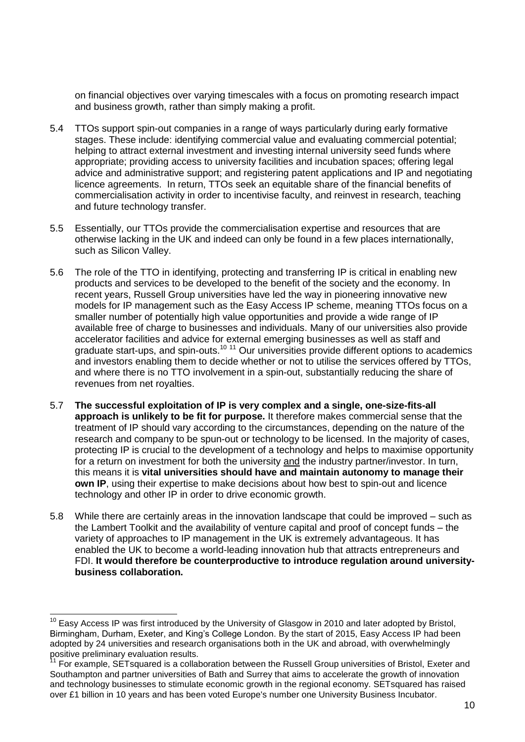on financial objectives over varying timescales with a focus on promoting research impact and business growth, rather than simply making a profit.

5.4 TTOs support spin-out companies in a range of ways particularly during early formative stages. These include: identifying commercial value and evaluating commercial potential; helping to attract external investment and investing internal university seed funds where appropriate; providing access to university facilities and incubation spaces; offering legal advice and administrative support; and registering patent applications and IP and negotiating licence agreements. In return, TTOs seek an equitable share of the financial benefits of commercialisation activity in order to incentivise faculty, and reinvest in research, teaching and future technology transfer.

5.5 Essentially, our TTOs provide the commercialisation expertise and resources that are otherwise lacking in the UK and indeed can only be found in a few places internationally, such as Silicon Valley.

5.6 The role of the TTO in identifying, protecting and transferring IP is critical in enabling new products and services to be developed to the benefit of the society and the economy. In recent years, Russell Group universities have led the way in pioneering innovative new models for IP management such as the Easy Access IP scheme, meaning TTOs focus on a smaller number of potentially high value opportunities and provide a wide range of IP available free of charge to businesses and individuals. Many of our universities also provide accelerator facilities and advice for external emerging businesses as well as staff and graduate start-ups, and spin-outs.[10] [11] Our universities provide different options to academics and investors enabling them to decide whether or not to utilise the services offered by TTOs, and where there is no TTO involvement in a spin-out, substantially reducing the share of revenues from net royalties.

5.7 **The successful exploitation of IP is very complex and a single, one-size-fits-all approach is unlikely to be fit for purpose.** It therefore makes commercial sense that the treatment of IP should vary according to the circumstances, depending on the nature of the research and company to be spun-out or technology to be licensed. In the majority of cases, protecting IP is crucial to the development of a technology and helps to maximise opportunity for a return on investment for both the university <u>and</u> the industry partner/investor. In turn, this means it is **vital universities should have and maintain autonomy to manage their own IP**, using their expertise to make decisions about how best to spin-out and licence technology and other IP in order to drive economic growth.

5.8 While there are certainly areas in the innovation landscape that could be improved – such as the Lambert Toolkit and the availability of venture capital and proof of concept funds – the variety of approaches to IP management in the UK is extremely advantageous. It has enabled the UK to become a world-leading innovation hub that attracts entrepreneurs and FDI. **It would therefore be counterproductive to introduce regulation around university-business collaboration.**

---

[10] Easy Access IP was first introduced by the University of Glasgow in 2010 and later adopted by Bristol, Birmingham, Durham, Exeter, and King's College London. By the start of 2015, Easy Access IP had been adopted by 24 universities and research organisations both in the UK and abroad, with overwhelmingly positive preliminary evaluation results.

[11] For example, SETsquared is a collaboration between the Russell Group universities of Bristol, Exeter and Southampton and partner universities of Bath and Surrey that aims to accelerate the growth of innovation and technology businesses to stimulate economic growth in the regional economy. SETsquared has raised over £1 billion in 10 years and has been voted Europe's number one University Business Incubator.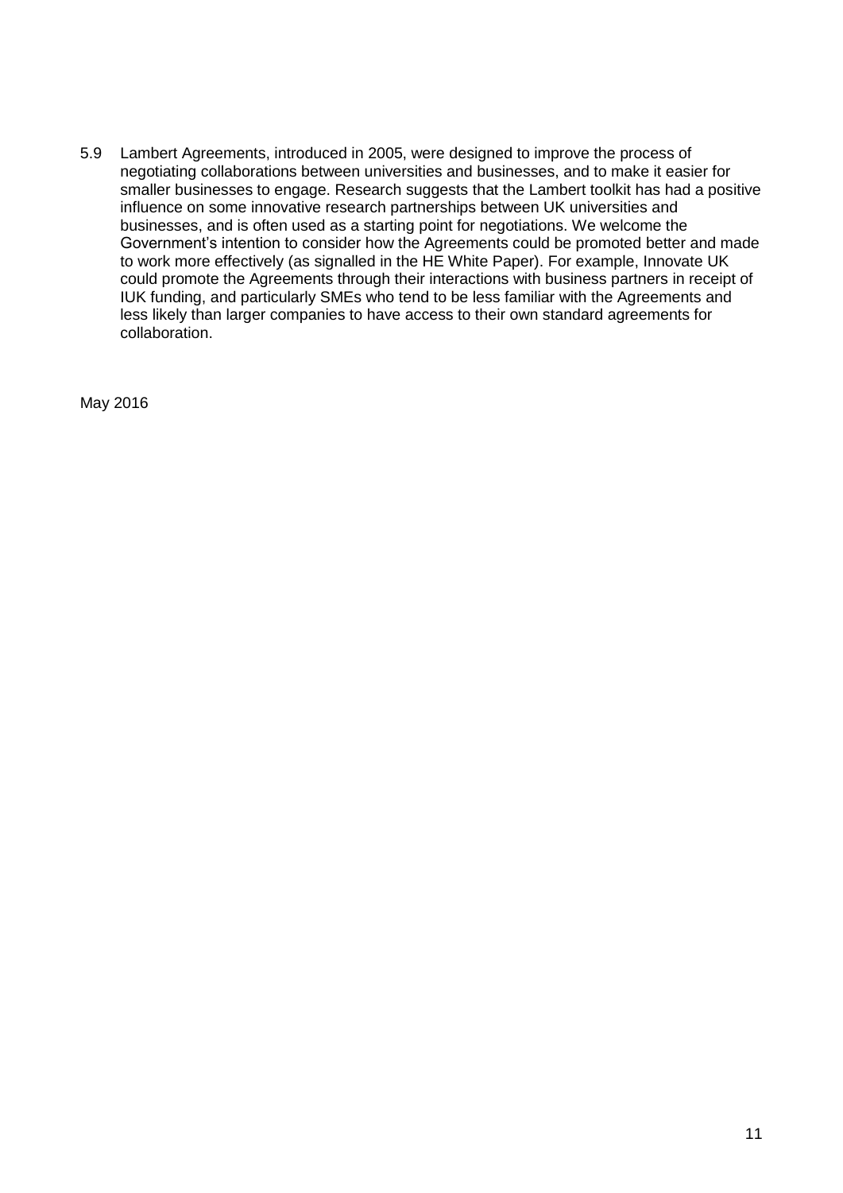5.9 Lambert Agreements, introduced in 2005, were designed to improve the process of negotiating collaborations between universities and businesses, and to make it easier for smaller businesses to engage. Research suggests that the Lambert toolkit has had a positive influence on some innovative research partnerships between UK universities and businesses, and is often used as a starting point for negotiations. We welcome the Government's intention to consider how the Agreements could be promoted better and made to work more effectively (as signalled in the HE White Paper). For example, Innovate UK could promote the Agreements through their interactions with business partners in receipt of IUK funding, and particularly SMEs who tend to be less familiar with the Agreements and less likely than larger companies to have access to their own standard agreements for collaboration.

May 2016